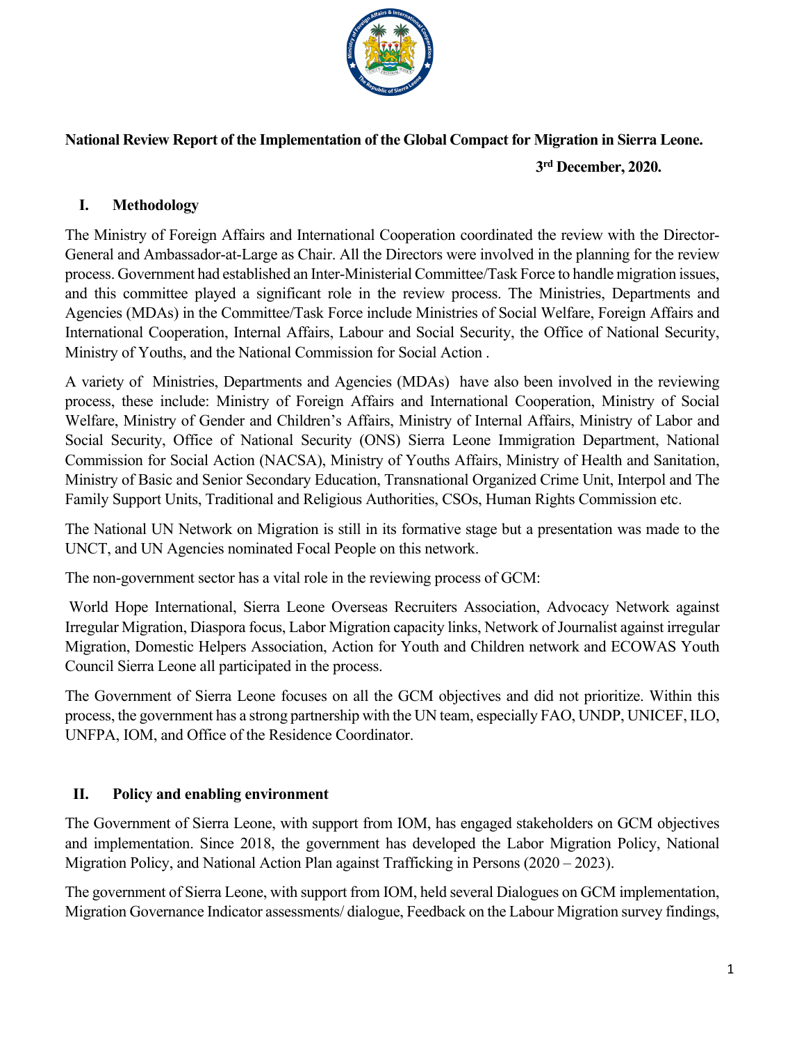**National Review Report of the Implementation of the Global Compact for Migration in Sierra Leone.**

**3rd December, 2020.**

## I. Methodology

The Ministry of Foreign Affairs and International Cooperation coordinated the review with the Director-General and Ambassador-at-Large as Chair. All the Directors were involved in the planning for the review process. Government had established an Inter-Ministerial Committee/Task Force to handle migration issues, and this committee played a significant role in the review process. The Ministries, Departments and Agencies (MDAs) in the Committee/Task Force include Ministries of Social Welfare, Foreign Affairs and International Cooperation, Internal Affairs, Labour and Social Security, the Office of National Security, Ministry of Youths, and the National Commission for Social Action .

A variety of Ministries, Departments and Agencies (MDAs) have also been involved in the reviewing process, these include: Ministry of Foreign Affairs and International Cooperation, Ministry of Social Welfare, Ministry of Gender and Children's Affairs, Ministry of Internal Affairs, Ministry of Labor and Social Security, Office of National Security (ONS) Sierra Leone Immigration Department, National Commission for Social Action (NACSA), Ministry of Youths Affairs, Ministry of Health and Sanitation, Ministry of Basic and Senior Secondary Education, Transnational Organized Crime Unit, Interpol and The Family Support Units, Traditional and Religious Authorities, CSOs, Human Rights Commission etc.

The National UN Network on Migration is still in its formative stage but a presentation was made to the UNCT, and UN Agencies nominated Focal People on this network.

The non-government sector has a vital role in the reviewing process of GCM:

World Hope International, Sierra Leone Overseas Recruiters Association, Advocacy Network against Irregular Migration, Diaspora focus, Labor Migration capacity links, Network of Journalist against irregular Migration, Domestic Helpers Association, Action for Youth and Children network and ECOWAS Youth Council Sierra Leone all participated in the process.

The Government of Sierra Leone focuses on all the GCM objectives and did not prioritize. Within this process, the government has a strong partnership with the UN team, especially FAO, UNDP, UNICEF, ILO, UNFPA, IOM, and Office of the Residence Coordinator.

## II. Policy and enabling environment

The Government of Sierra Leone, with support from IOM, has engaged stakeholders on GCM objectives and implementation. Since 2018, the government has developed the Labor Migration Policy, National Migration Policy, and National Action Plan against Trafficking in Persons (2020 – 2023).

The government of Sierra Leone, with support from IOM, held several Dialogues on GCM implementation, Migration Governance Indicator assessments/ dialogue, Feedback on the Labour Migration survey findings,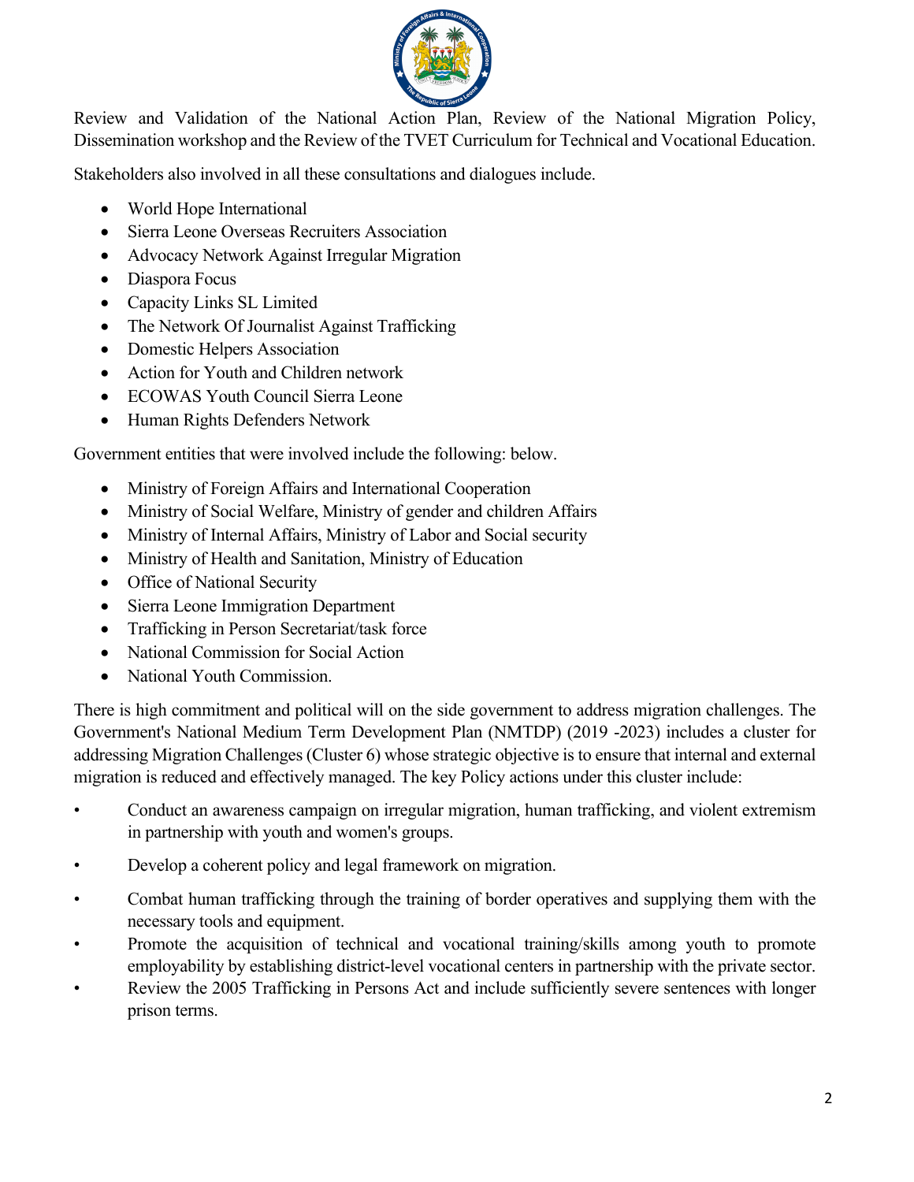Review and Validation of the National Action Plan, Review of the National Migration Policy, Dissemination workshop and the Review of the TVET Curriculum for Technical and Vocational Education.

Stakeholders also involved in all these consultations and dialogues include.

- World Hope International
- Sierra Leone Overseas Recruiters Association
- Advocacy Network Against Irregular Migration
- Diaspora Focus
- Capacity Links SL Limited
- The Network Of Journalist Against Trafficking
- Domestic Helpers Association
- Action for Youth and Children network
- ECOWAS Youth Council Sierra Leone
- Human Rights Defenders Network

Government entities that were involved include the following: below.

- Ministry of Foreign Affairs and International Cooperation
- Ministry of Social Welfare, Ministry of gender and children Affairs
- Ministry of Internal Affairs, Ministry of Labor and Social security
- Ministry of Health and Sanitation, Ministry of Education
- Office of National Security
- Sierra Leone Immigration Department
- Trafficking in Person Secretariat/task force
- National Commission for Social Action
- National Youth Commission.

There is high commitment and political will on the side government to address migration challenges. The Government's National Medium Term Development Plan (NMTDP) (2019 -2023) includes a cluster for addressing Migration Challenges (Cluster 6) whose strategic objective is to ensure that internal and external migration is reduced and effectively managed. The key Policy actions under this cluster include:

- Conduct an awareness campaign on irregular migration, human trafficking, and violent extremism in partnership with youth and women's groups.
- Develop a coherent policy and legal framework on migration.
- Combat human trafficking through the training of border operatives and supplying them with the necessary tools and equipment.
- Promote the acquisition of technical and vocational training/skills among youth to promote employability by establishing district-level vocational centers in partnership with the private sector.
- Review the 2005 Trafficking in Persons Act and include sufficiently severe sentences with longer prison terms.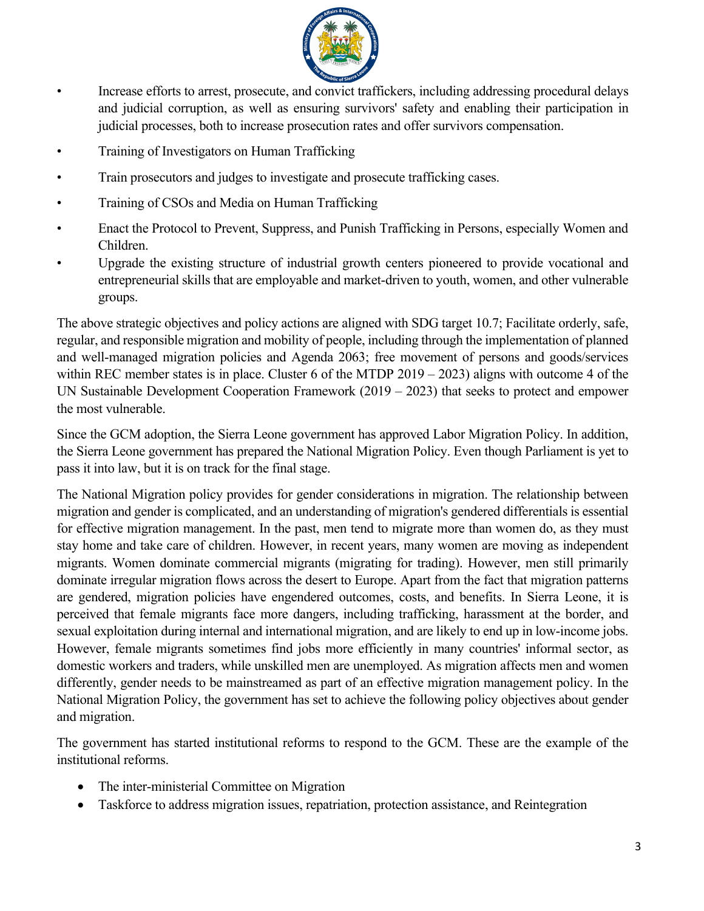- Increase efforts to arrest, prosecute, and convict traffickers, including addressing procedural delays and judicial corruption, as well as ensuring survivors' safety and enabling their participation in judicial processes, both to increase prosecution rates and offer survivors compensation.
- Training of Investigators on Human Trafficking
- Train prosecutors and judges to investigate and prosecute trafficking cases.
- Training of CSOs and Media on Human Trafficking
- Enact the Protocol to Prevent, Suppress, and Punish Trafficking in Persons, especially Women and Children.
- Upgrade the existing structure of industrial growth centers pioneered to provide vocational and entrepreneurial skills that are employable and market-driven to youth, women, and other vulnerable groups.

The above strategic objectives and policy actions are aligned with SDG target 10.7; Facilitate orderly, safe, regular, and responsible migration and mobility of people, including through the implementation of planned and well-managed migration policies and Agenda 2063; free movement of persons and goods/services within REC member states is in place. Cluster 6 of the MTDP 2019 – 2023) aligns with outcome 4 of the UN Sustainable Development Cooperation Framework (2019 – 2023) that seeks to protect and empower the most vulnerable.

Since the GCM adoption, the Sierra Leone government has approved Labor Migration Policy. In addition, the Sierra Leone government has prepared the National Migration Policy. Even though Parliament is yet to pass it into law, but it is on track for the final stage.

The National Migration policy provides for gender considerations in migration. The relationship between migration and gender is complicated, and an understanding of migration's gendered differentials is essential for effective migration management. In the past, men tend to migrate more than women do, as they must stay home and take care of children. However, in recent years, many women are moving as independent migrants. Women dominate commercial migrants (migrating for trading). However, men still primarily dominate irregular migration flows across the desert to Europe. Apart from the fact that migration patterns are gendered, migration policies have engendered outcomes, costs, and benefits. In Sierra Leone, it is perceived that female migrants face more dangers, including trafficking, harassment at the border, and sexual exploitation during internal and international migration, and are likely to end up in low-income jobs. However, female migrants sometimes find jobs more efficiently in many countries' informal sector, as domestic workers and traders, while unskilled men are unemployed. As migration affects men and women differently, gender needs to be mainstreamed as part of an effective migration management policy. In the National Migration Policy, the government has set to achieve the following policy objectives about gender and migration.

The government has started institutional reforms to respond to the GCM. These are the example of the institutional reforms.

- The inter-ministerial Committee on Migration
- Taskforce to address migration issues, repatriation, protection assistance, and Reintegration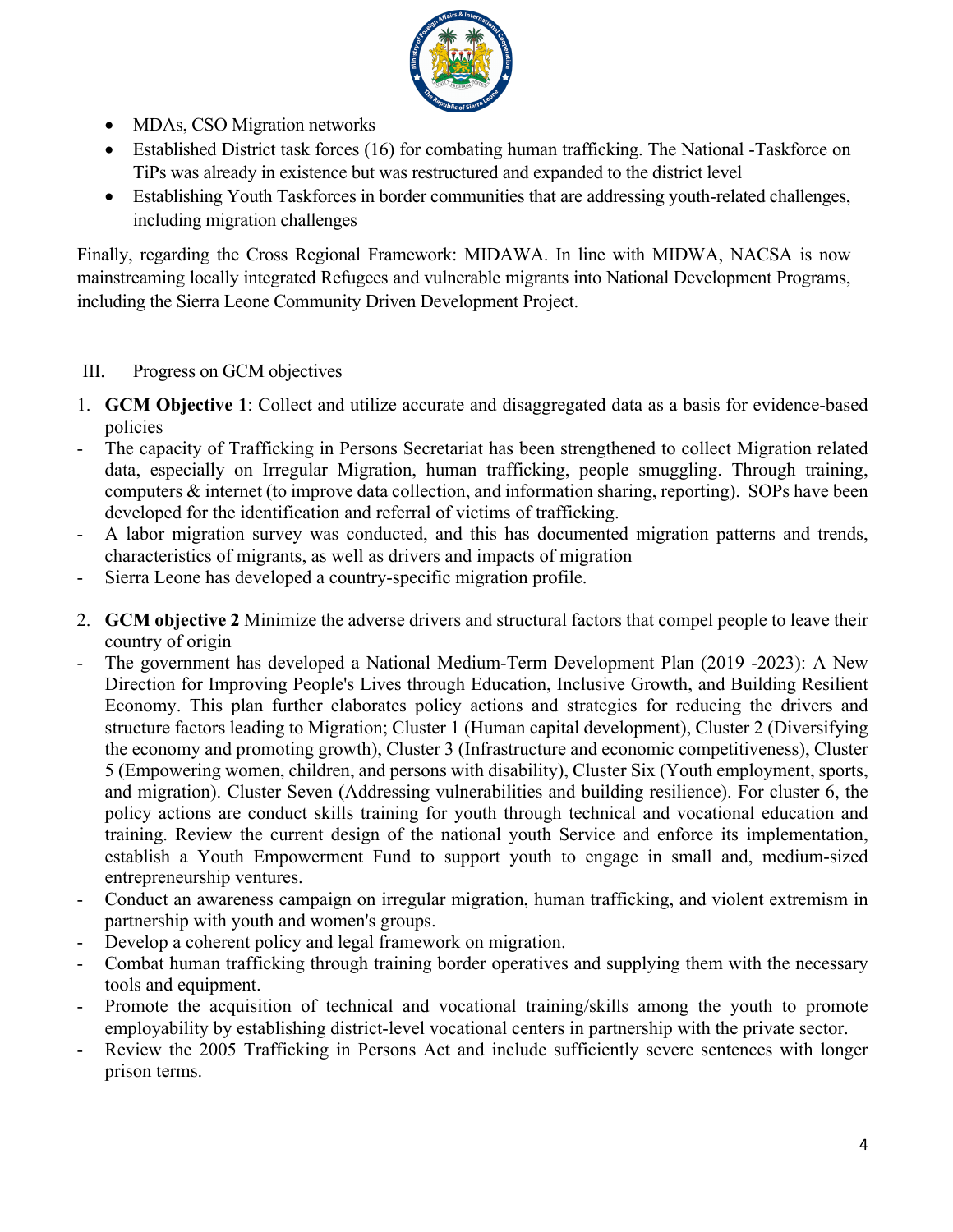- MDAs, CSO Migration networks
- Established District task forces (16) for combating human trafficking. The National -Taskforce on TiPs was already in existence but was restructured and expanded to the district level
- Establishing Youth Taskforces in border communities that are addressing youth-related challenges, including migration challenges

Finally, regarding the Cross Regional Framework: MIDAWA. In line with MIDWA, NACSA is now mainstreaming locally integrated Refugees and vulnerable migrants into National Development Programs, including the Sierra Leone Community Driven Development Project.

## III. Progress on GCM objectives

1. **GCM Objective 1**: Collect and utilize accurate and disaggregated data as a basis for evidence-based policies

- The capacity of Trafficking in Persons Secretariat has been strengthened to collect Migration related data, especially on Irregular Migration, human trafficking, people smuggling. Through training, computers & internet (to improve data collection, and information sharing, reporting). SOPs have been developed for the identification and referral of victims of trafficking.
- A labor migration survey was conducted, and this has documented migration patterns and trends, characteristics of migrants, as well as drivers and impacts of migration
- Sierra Leone has developed a country-specific migration profile.

2. **GCM objective 2** Minimize the adverse drivers and structural factors that compel people to leave their country of origin

- The government has developed a National Medium-Term Development Plan (2019 -2023): A New Direction for Improving People's Lives through Education, Inclusive Growth, and Building Resilient Economy. This plan further elaborates policy actions and strategies for reducing the drivers and structure factors leading to Migration; Cluster 1 (Human capital development), Cluster 2 (Diversifying the economy and promoting growth), Cluster 3 (Infrastructure and economic competitiveness), Cluster 5 (Empowering women, children, and persons with disability), Cluster Six (Youth employment, sports, and migration). Cluster Seven (Addressing vulnerabilities and building resilience). For cluster 6, the policy actions are conduct skills training for youth through technical and vocational education and training. Review the current design of the national youth Service and enforce its implementation, establish a Youth Empowerment Fund to support youth to engage in small and, medium-sized entrepreneurship ventures.
- Conduct an awareness campaign on irregular migration, human trafficking, and violent extremism in partnership with youth and women's groups.
- Develop a coherent policy and legal framework on migration.
- Combat human trafficking through training border operatives and supplying them with the necessary tools and equipment.
- Promote the acquisition of technical and vocational training/skills among the youth to promote employability by establishing district-level vocational centers in partnership with the private sector.
- Review the 2005 Trafficking in Persons Act and include sufficiently severe sentences with longer prison terms.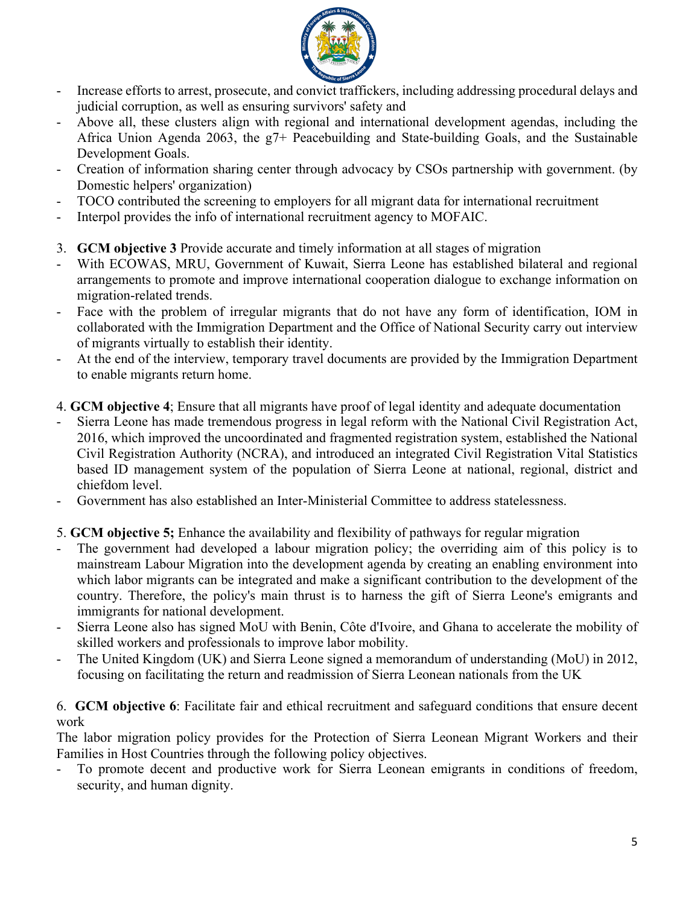- Increase efforts to arrest, prosecute, and convict traffickers, including addressing procedural delays and judicial corruption, as well as ensuring survivors' safety and
- Above all, these clusters align with regional and international development agendas, including the Africa Union Agenda 2063, the g7+ Peacebuilding and State-building Goals, and the Sustainable Development Goals.
- Creation of information sharing center through advocacy by CSOs partnership with government. (by Domestic helpers' organization)
- TOCO contributed the screening to employers for all migrant data for international recruitment
- Interpol provides the info of international recruitment agency to MOFAIC.

3. **GCM objective 3** Provide accurate and timely information at all stages of migration

- With ECOWAS, MRU, Government of Kuwait, Sierra Leone has established bilateral and regional arrangements to promote and improve international cooperation dialogue to exchange information on migration-related trends.
- Face with the problem of irregular migrants that do not have any form of identification, IOM in collaborated with the Immigration Department and the Office of National Security carry out interview of migrants virtually to establish their identity.
- At the end of the interview, temporary travel documents are provided by the Immigration Department to enable migrants return home.

4. **GCM objective 4**; Ensure that all migrants have proof of legal identity and adequate documentation

- Sierra Leone has made tremendous progress in legal reform with the National Civil Registration Act, 2016, which improved the uncoordinated and fragmented registration system, established the National Civil Registration Authority (NCRA), and introduced an integrated Civil Registration Vital Statistics based ID management system of the population of Sierra Leone at national, regional, district and chiefdom level.
- Government has also established an Inter-Ministerial Committee to address statelessness.

5. **GCM objective 5;** Enhance the availability and flexibility of pathways for regular migration

- The government had developed a labour migration policy; the overriding aim of this policy is to mainstream Labour Migration into the development agenda by creating an enabling environment into which labor migrants can be integrated and make a significant contribution to the development of the country. Therefore, the policy's main thrust is to harness the gift of Sierra Leone's emigrants and immigrants for national development.
- Sierra Leone also has signed MoU with Benin, Côte d'Ivoire, and Ghana to accelerate the mobility of skilled workers and professionals to improve labor mobility.
- The United Kingdom (UK) and Sierra Leone signed a memorandum of understanding (MoU) in 2012, focusing on facilitating the return and readmission of Sierra Leonean nationals from the UK

6. **GCM objective 6**: Facilitate fair and ethical recruitment and safeguard conditions that ensure decent work

The labor migration policy provides for the Protection of Sierra Leonean Migrant Workers and their Families in Host Countries through the following policy objectives.

- To promote decent and productive work for Sierra Leonean emigrants in conditions of freedom, security, and human dignity.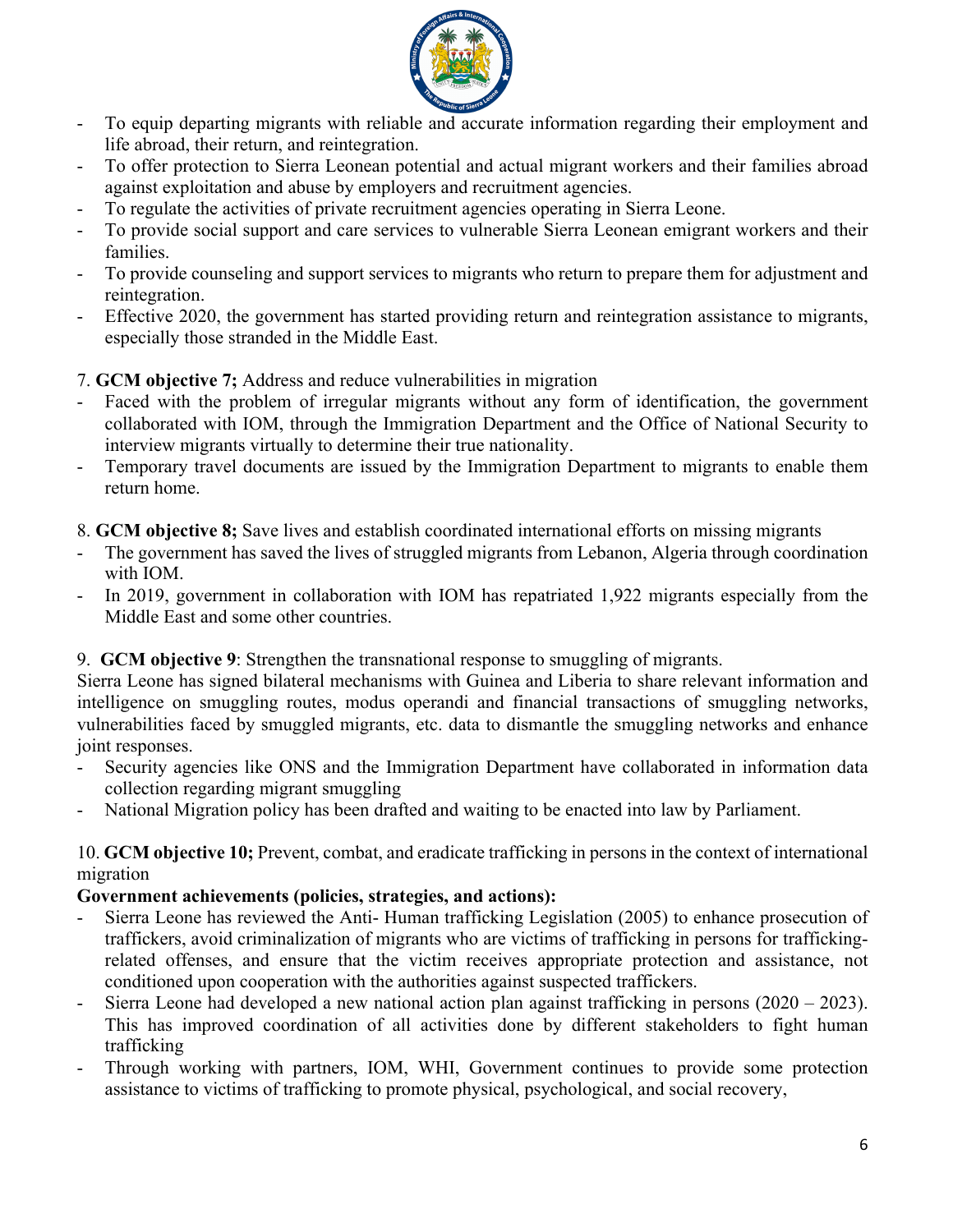- To equip departing migrants with reliable and accurate information regarding their employment and life abroad, their return, and reintegration.
- To offer protection to Sierra Leonean potential and actual migrant workers and their families abroad against exploitation and abuse by employers and recruitment agencies.
- To regulate the activities of private recruitment agencies operating in Sierra Leone.
- To provide social support and care services to vulnerable Sierra Leonean emigrant workers and their families.
- To provide counseling and support services to migrants who return to prepare them for adjustment and reintegration.
- Effective 2020, the government has started providing return and reintegration assistance to migrants, especially those stranded in the Middle East.

7. **GCM objective 7;** Address and reduce vulnerabilities in migration

- Faced with the problem of irregular migrants without any form of identification, the government collaborated with IOM, through the Immigration Department and the Office of National Security to interview migrants virtually to determine their true nationality.
- Temporary travel documents are issued by the Immigration Department to migrants to enable them return home.

8. **GCM objective 8;** Save lives and establish coordinated international efforts on missing migrants

- The government has saved the lives of struggled migrants from Lebanon, Algeria through coordination with IOM.
- In 2019, government in collaboration with IOM has repatriated 1,922 migrants especially from the Middle East and some other countries.

9. **GCM objective 9**: Strengthen the transnational response to smuggling of migrants.

Sierra Leone has signed bilateral mechanisms with Guinea and Liberia to share relevant information and intelligence on smuggling routes, modus operandi and financial transactions of smuggling networks, vulnerabilities faced by smuggled migrants, etc. data to dismantle the smuggling networks and enhance joint responses.

- Security agencies like ONS and the Immigration Department have collaborated in information data collection regarding migrant smuggling
- National Migration policy has been drafted and waiting to be enacted into law by Parliament.

10. **GCM objective 10;** Prevent, combat, and eradicate trafficking in persons in the context of international migration

**Government achievements (policies, strategies, and actions):**

- Sierra Leone has reviewed the Anti- Human trafficking Legislation (2005) to enhance prosecution of traffickers, avoid criminalization of migrants who are victims of trafficking in persons for trafficking-related offenses, and ensure that the victim receives appropriate protection and assistance, not conditioned upon cooperation with the authorities against suspected traffickers.
- Sierra Leone had developed a new national action plan against trafficking in persons (2020 – 2023). This has improved coordination of all activities done by different stakeholders to fight human trafficking
- Through working with partners, IOM, WHI, Government continues to provide some protection assistance to victims of trafficking to promote physical, psychological, and social recovery,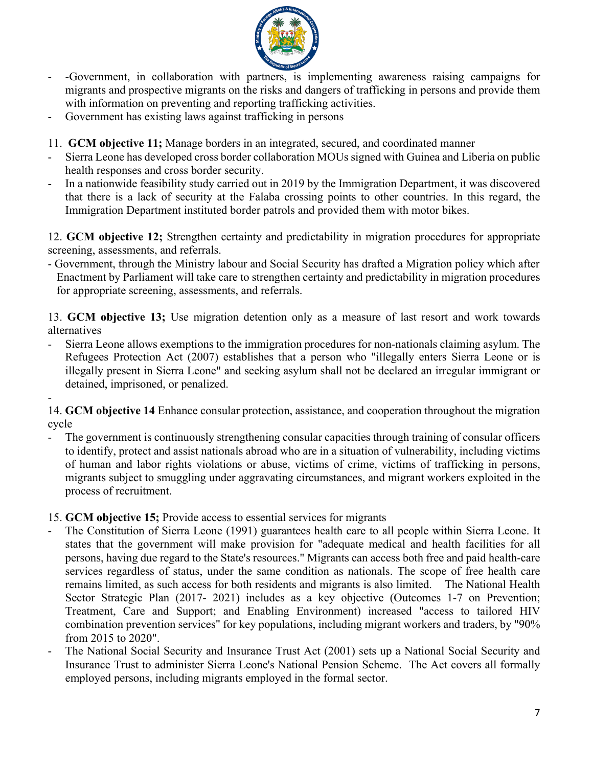- -Government, in collaboration with partners, is implementing awareness raising campaigns for migrants and prospective migrants on the risks and dangers of trafficking in persons and provide them with information on preventing and reporting trafficking activities.
- Government has existing laws against trafficking in persons

11. **GCM objective 11;** Manage borders in an integrated, secured, and coordinated manner

- Sierra Leone has developed cross border collaboration MOUs signed with Guinea and Liberia on public health responses and cross border security.
- In a nationwide feasibility study carried out in 2019 by the Immigration Department, it was discovered that there is a lack of security at the Falaba crossing points to other countries. In this regard, the Immigration Department instituted border patrols and provided them with motor bikes.

12. **GCM objective 12;** Strengthen certainty and predictability in migration procedures for appropriate screening, assessments, and referrals.

- Government, through the Ministry labour and Social Security has drafted a Migration policy which after Enactment by Parliament will take care to strengthen certainty and predictability in migration procedures for appropriate screening, assessments, and referrals.

13. **GCM objective 13;** Use migration detention only as a measure of last resort and work towards alternatives

- Sierra Leone allows exemptions to the immigration procedures for non-nationals claiming asylum. The Refugees Protection Act (2007) establishes that a person who "illegally enters Sierra Leone or is illegally present in Sierra Leone" and seeking asylum shall not be declared an irregular immigrant or detained, imprisoned, or penalized.
-

14. **GCM objective 14** Enhance consular protection, assistance, and cooperation throughout the migration cycle

- The government is continuously strengthening consular capacities through training of consular officers to identify, protect and assist nationals abroad who are in a situation of vulnerability, including victims of human and labor rights violations or abuse, victims of crime, victims of trafficking in persons, migrants subject to smuggling under aggravating circumstances, and migrant workers exploited in the process of recruitment.

15. **GCM objective 15;** Provide access to essential services for migrants

- The Constitution of Sierra Leone (1991) guarantees health care to all people within Sierra Leone. It states that the government will make provision for "adequate medical and health facilities for all persons, having due regard to the State's resources." Migrants can access both free and paid health-care services regardless of status, under the same condition as nationals. The scope of free health care remains limited, as such access for both residents and migrants is also limited. The National Health Sector Strategic Plan (2017- 2021) includes as a key objective (Outcomes 1-7 on Prevention; Treatment, Care and Support; and Enabling Environment) increased "access to tailored HIV combination prevention services" for key populations, including migrant workers and traders, by "90% from 2015 to 2020".
- The National Social Security and Insurance Trust Act (2001) sets up a National Social Security and Insurance Trust to administer Sierra Leone's National Pension Scheme. The Act covers all formally employed persons, including migrants employed in the formal sector.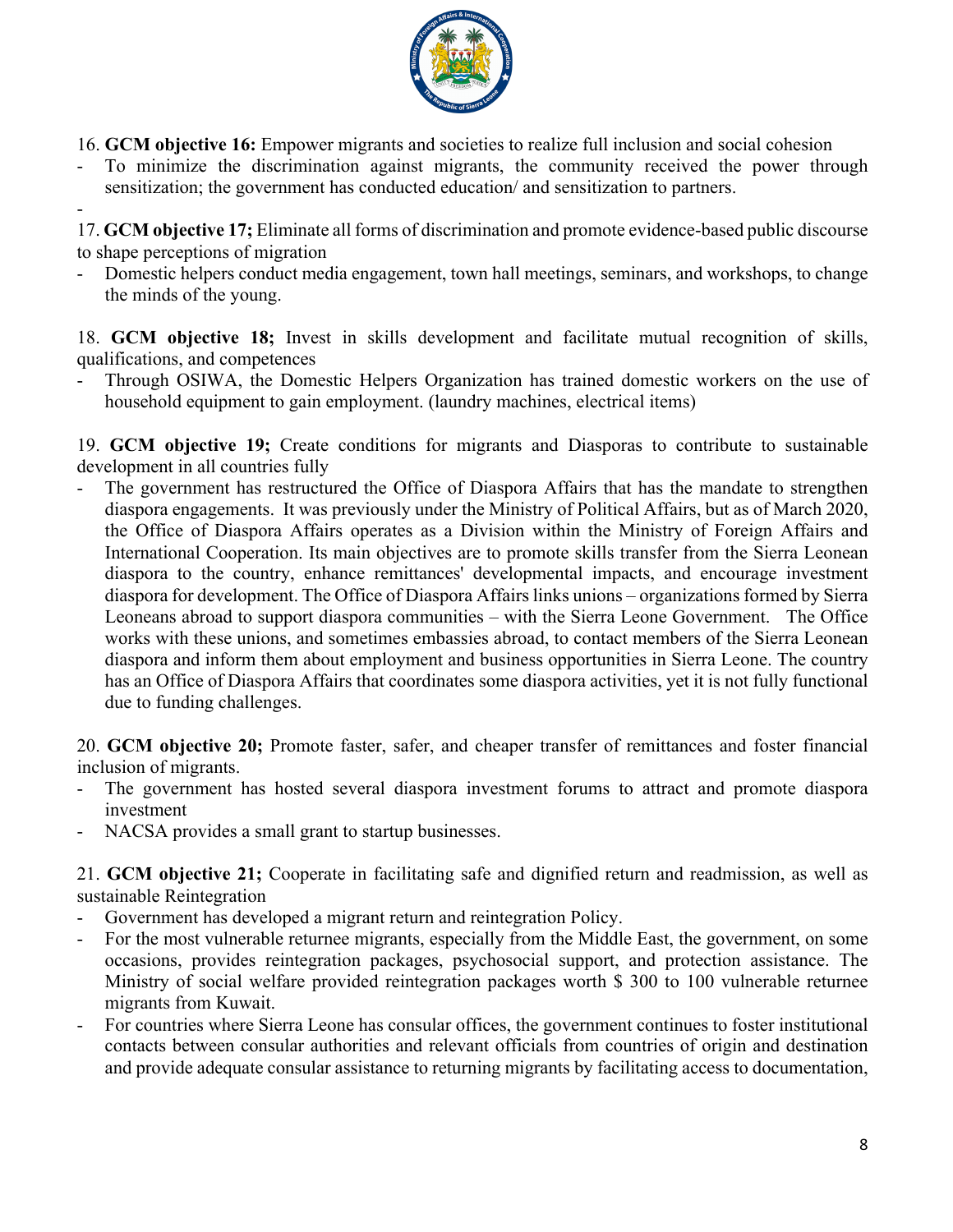16. **GCM objective 16:** Empower migrants and societies to realize full inclusion and social cohesion

- To minimize the discrimination against migrants, the community received the power through sensitization; the government has conducted education/ and sensitization to partners.
-

17. **GCM objective 17;** Eliminate all forms of discrimination and promote evidence-based public discourse to shape perceptions of migration

- Domestic helpers conduct media engagement, town hall meetings, seminars, and workshops, to change the minds of the young.

18. **GCM objective 18;** Invest in skills development and facilitate mutual recognition of skills, qualifications, and competences

- Through OSIWA, the Domestic Helpers Organization has trained domestic workers on the use of household equipment to gain employment. (laundry machines, electrical items)

19. **GCM objective 19;** Create conditions for migrants and Diasporas to contribute to sustainable development in all countries fully

- The government has restructured the Office of Diaspora Affairs that has the mandate to strengthen diaspora engagements. It was previously under the Ministry of Political Affairs, but as of March 2020, the Office of Diaspora Affairs operates as a Division within the Ministry of Foreign Affairs and International Cooperation. Its main objectives are to promote skills transfer from the Sierra Leonean diaspora to the country, enhance remittances' developmental impacts, and encourage investment diaspora for development. The Office of Diaspora Affairs links unions – organizations formed by Sierra Leoneans abroad to support diaspora communities – with the Sierra Leone Government. The Office works with these unions, and sometimes embassies abroad, to contact members of the Sierra Leonean diaspora and inform them about employment and business opportunities in Sierra Leone. The country has an Office of Diaspora Affairs that coordinates some diaspora activities, yet it is not fully functional due to funding challenges.

20. **GCM objective 20;** Promote faster, safer, and cheaper transfer of remittances and foster financial inclusion of migrants.

- The government has hosted several diaspora investment forums to attract and promote diaspora investment
- NACSA provides a small grant to startup businesses.

21. **GCM objective 21;** Cooperate in facilitating safe and dignified return and readmission, as well as sustainable Reintegration

- Government has developed a migrant return and reintegration Policy.
- For the most vulnerable returnee migrants, especially from the Middle East, the government, on some occasions, provides reintegration packages, psychosocial support, and protection assistance. The Ministry of social welfare provided reintegration packages worth $ 300 to 100 vulnerable returnee migrants from Kuwait.
- For countries where Sierra Leone has consular offices, the government continues to foster institutional contacts between consular authorities and relevant officials from countries of origin and destination and provide adequate consular assistance to returning migrants by facilitating access to documentation,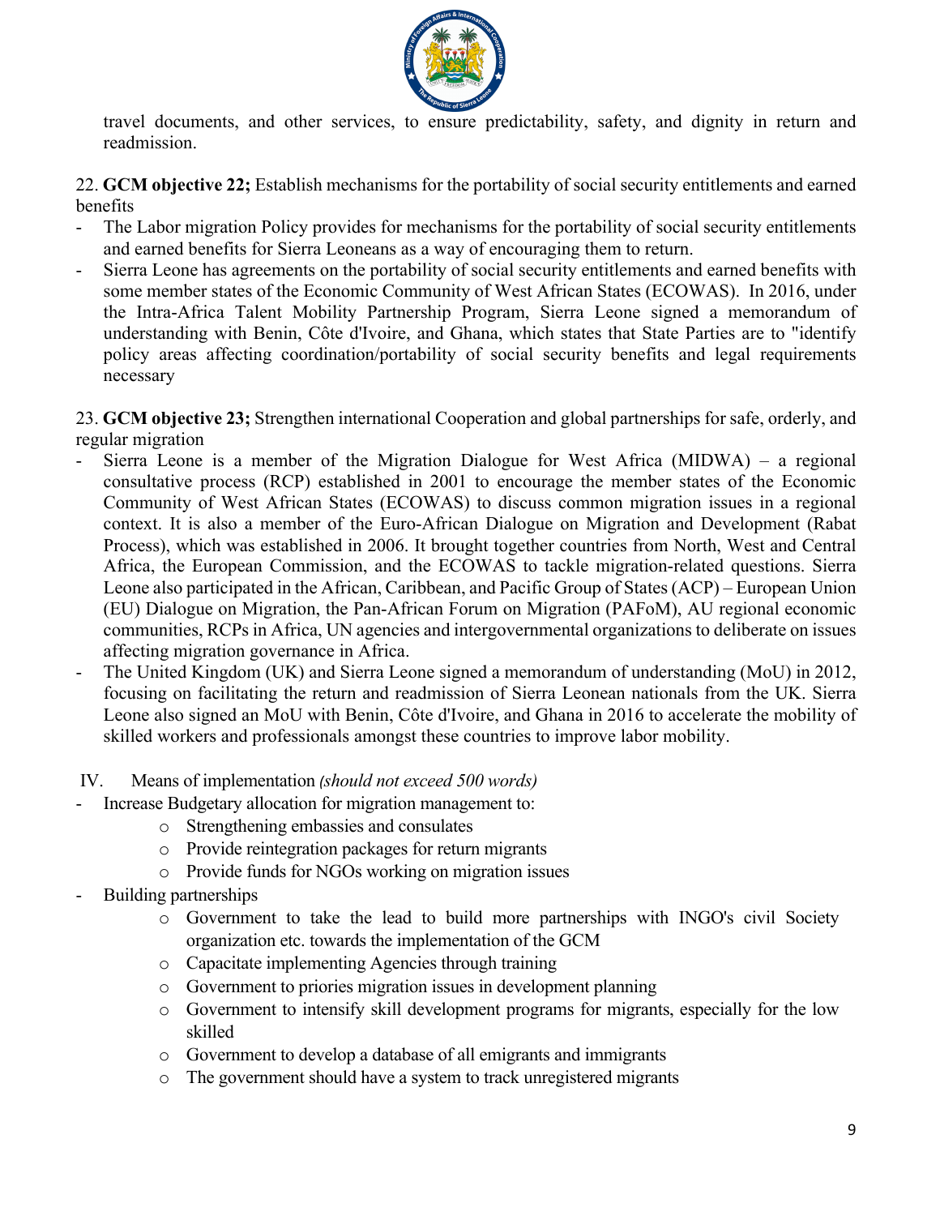travel documents, and other services, to ensure predictability, safety, and dignity in return and readmission.

22. **GCM objective 22;** Establish mechanisms for the portability of social security entitlements and earned benefits

- The Labor migration Policy provides for mechanisms for the portability of social security entitlements and earned benefits for Sierra Leoneans as a way of encouraging them to return.
- Sierra Leone has agreements on the portability of social security entitlements and earned benefits with some member states of the Economic Community of West African States (ECOWAS). In 2016, under the Intra-Africa Talent Mobility Partnership Program, Sierra Leone signed a memorandum of understanding with Benin, Côte d'Ivoire, and Ghana, which states that State Parties are to "identify policy areas affecting coordination/portability of social security benefits and legal requirements necessary

23. **GCM objective 23;** Strengthen international Cooperation and global partnerships for safe, orderly, and regular migration

- Sierra Leone is a member of the Migration Dialogue for West Africa (MIDWA) – a regional consultative process (RCP) established in 2001 to encourage the member states of the Economic Community of West African States (ECOWAS) to discuss common migration issues in a regional context. It is also a member of the Euro-African Dialogue on Migration and Development (Rabat Process), which was established in 2006. It brought together countries from North, West and Central Africa, the European Commission, and the ECOWAS to tackle migration-related questions. Sierra Leone also participated in the African, Caribbean, and Pacific Group of States (ACP) – European Union (EU) Dialogue on Migration, the Pan-African Forum on Migration (PAFoM), AU regional economic communities, RCPs in Africa, UN agencies and intergovernmental organizations to deliberate on issues affecting migration governance in Africa.
- The United Kingdom (UK) and Sierra Leone signed a memorandum of understanding (MoU) in 2012, focusing on facilitating the return and readmission of Sierra Leonean nationals from the UK. Sierra Leone also signed an MoU with Benin, Côte d'Ivoire, and Ghana in 2016 to accelerate the mobility of skilled workers and professionals amongst these countries to improve labor mobility.

## IV. Means of implementation *(should not exceed 500 words)*

- Increase Budgetary allocation for migration management to:
  - Strengthening embassies and consulates
  - Provide reintegration packages for return migrants
  - Provide funds for NGOs working on migration issues
- Building partnerships
  - Government to take the lead to build more partnerships with INGO's civil Society organization etc. towards the implementation of the GCM
  - Capacitate implementing Agencies through training
  - Government to priories migration issues in development planning
  - Government to intensify skill development programs for migrants, especially for the low skilled
  - Government to develop a database of all emigrants and immigrants
  - The government should have a system to track unregistered migrants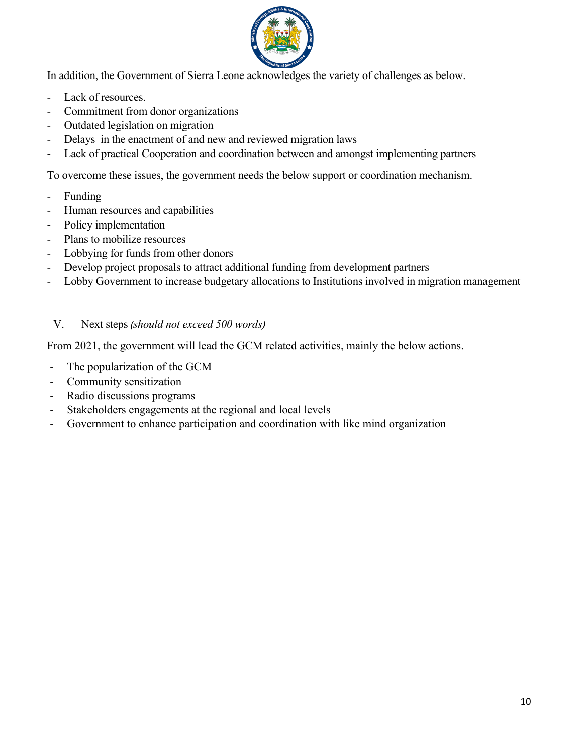In addition, the Government of Sierra Leone acknowledges the variety of challenges as below.

- Lack of resources.
- Commitment from donor organizations
- Outdated legislation on migration
- Delays in the enactment of and new and reviewed migration laws
- Lack of practical Cooperation and coordination between and amongst implementing partners

To overcome these issues, the government needs the below support or coordination mechanism.

- Funding
- Human resources and capabilities
- Policy implementation
- Plans to mobilize resources
- Lobbying for funds from other donors
- Develop project proposals to attract additional funding from development partners
- Lobby Government to increase budgetary allocations to Institutions involved in migration management

## V. Next steps *(should not exceed 500 words)*

From 2021, the government will lead the GCM related activities, mainly the below actions.

- The popularization of the GCM
- Community sensitization
- Radio discussions programs
- Stakeholders engagements at the regional and local levels
- Government to enhance participation and coordination with like mind organization